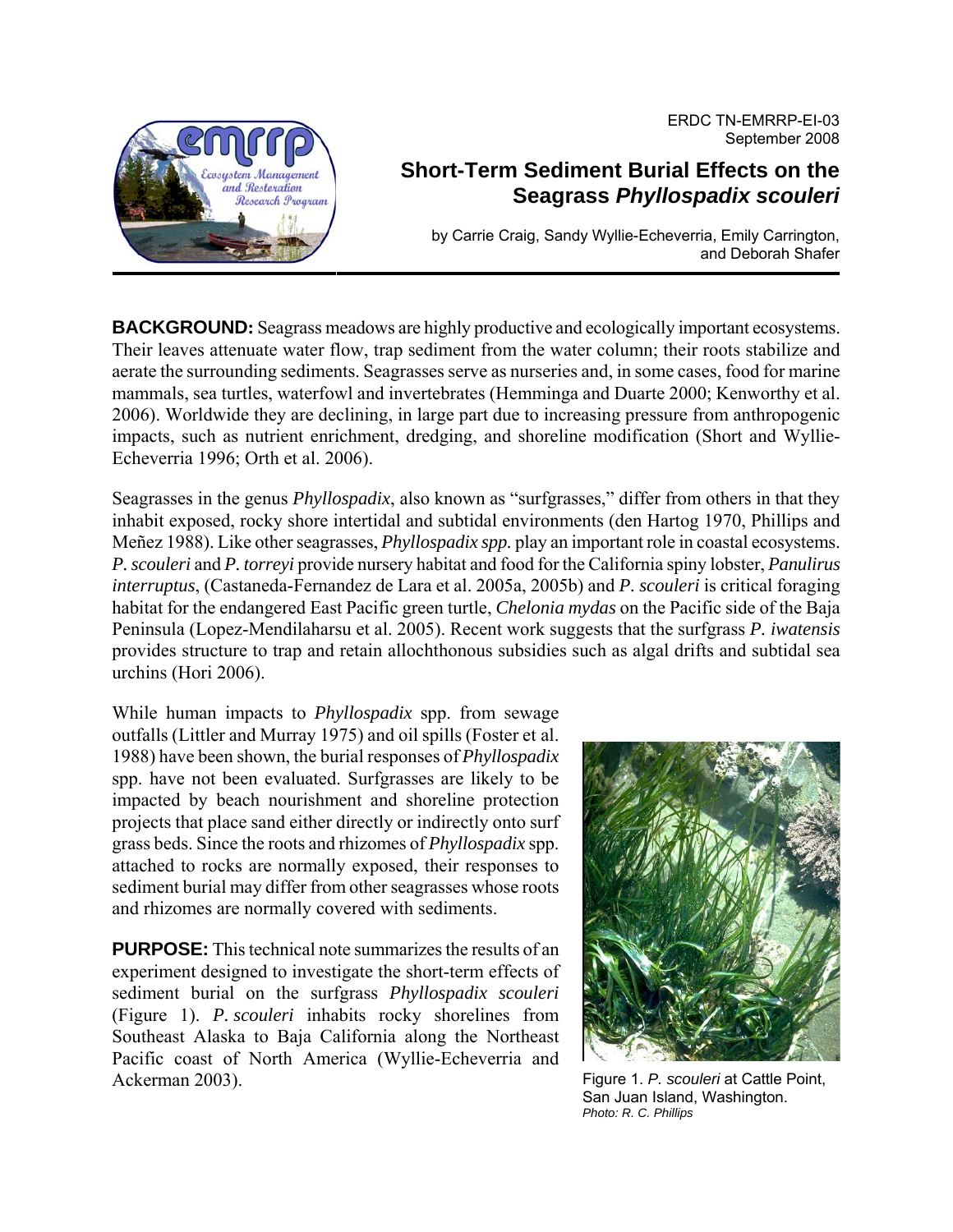ERDC TN-EMRRP-EI-03
September 2008

# Short-Term Sediment Burial Effects on the Seagrass *Phyllospadix scouleri*

by Carrie Craig, Sandy Wyllie-Echeverria, Emily Carrington, and Deborah Shafer

**BACKGROUND:** Seagrass meadows are highly productive and ecologically important ecosystems. Their leaves attenuate water flow, trap sediment from the water column; their roots stabilize and aerate the surrounding sediments. Seagrasses serve as nurseries and, in some cases, food for marine mammals, sea turtles, waterfowl and invertebrates (Hemminga and Duarte 2000; Kenworthy et al. 2006). Worldwide they are declining, in large part due to increasing pressure from anthropogenic impacts, such as nutrient enrichment, dredging, and shoreline modification (Short and Wyllie-Echeverria 1996; Orth et al. 2006).

Seagrasses in the genus *Phyllospadix*, also known as "surfgrasses," differ from others in that they inhabit exposed, rocky shore intertidal and subtidal environments (den Hartog 1970, Phillips and Meñez 1988). Like other seagrasses, *Phyllospadix spp.* play an important role in coastal ecosystems. *P. scouleri* and *P. torreyi* provide nursery habitat and food for the California spiny lobster, *Panulirus interruptus*, (Castaneda-Fernandez de Lara et al. 2005a, 2005b) and *P. scouleri* is critical foraging habitat for the endangered East Pacific green turtle, *Chelonia mydas* on the Pacific side of the Baja Peninsula (Lopez-Mendilaharsu et al. 2005). Recent work suggests that the surfgrass *P. iwatensis* provides structure to trap and retain allochthonous subsidies such as algal drifts and subtidal sea urchins (Hori 2006).

While human impacts to *Phyllospadix* spp. from sewage outfalls (Littler and Murray 1975) and oil spills (Foster et al. 1988) have been shown, the burial responses of *Phyllospadix* spp. have not been evaluated. Surfgrasses are likely to be impacted by beach nourishment and shoreline protection projects that place sand either directly or indirectly onto surf grass beds. Since the roots and rhizomes of *Phyllospadix* spp. attached to rocks are normally exposed, their responses to sediment burial may differ from other seagrasses whose roots and rhizomes are normally covered with sediments.

**PURPOSE:** This technical note summarizes the results of an experiment designed to investigate the short-term effects of sediment burial on the surfgrass *Phyllospadix scouleri* (Figure 1). *P. scouleri* inhabits rocky shorelines from Southeast Alaska to Baja California along the Northeast Pacific coast of North America (Wyllie-Echeverria and Ackerman 2003).

Figure 1. *P. scouleri* at Cattle Point, San Juan Island, Washington.
*Photo: R. C. Phillips*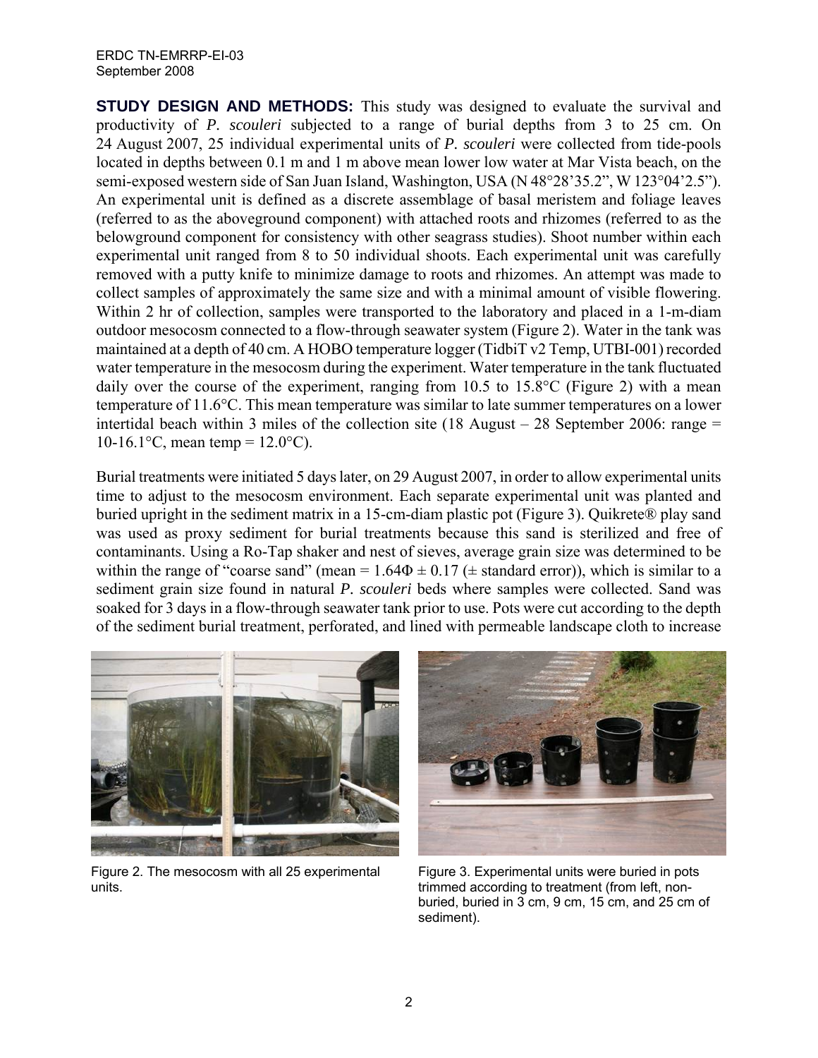**STUDY DESIGN AND METHODS:** This study was designed to evaluate the survival and productivity of *P. scouleri* subjected to a range of burial depths from 3 to 25 cm. On 24 August 2007, 25 individual experimental units of *P. scouleri* were collected from tide-pools located in depths between 0.1 m and 1 m above mean lower low water at Mar Vista beach, on the semi-exposed western side of San Juan Island, Washington, USA (N 48°28'35.2", W 123°04'2.5"). An experimental unit is defined as a discrete assemblage of basal meristem and foliage leaves (referred to as the aboveground component) with attached roots and rhizomes (referred to as the belowground component for consistency with other seagrass studies). Shoot number within each experimental unit ranged from 8 to 50 individual shoots. Each experimental unit was carefully removed with a putty knife to minimize damage to roots and rhizomes. An attempt was made to collect samples of approximately the same size and with a minimal amount of visible flowering. Within 2 hr of collection, samples were transported to the laboratory and placed in a 1-m-diam outdoor mesocosm connected to a flow-through seawater system (Figure 2). Water in the tank was maintained at a depth of 40 cm. A HOBO temperature logger (TidbiT v2 Temp, UTBI-001) recorded water temperature in the mesocosm during the experiment. Water temperature in the tank fluctuated daily over the course of the experiment, ranging from 10.5 to 15.8°C (Figure 2) with a mean temperature of 11.6°C. This mean temperature was similar to late summer temperatures on a lower intertidal beach within 3 miles of the collection site (18 August – 28 September 2006: range = 10-16.1°C, mean temp = 12.0°C).

Burial treatments were initiated 5 days later, on 29 August 2007, in order to allow experimental units time to adjust to the mesocosm environment. Each separate experimental unit was planted and buried upright in the sediment matrix in a 15-cm-diam plastic pot (Figure 3). Quikrete® play sand was used as proxy sediment for burial treatments because this sand is sterilized and free of contaminants. Using a Ro-Tap shaker and nest of sieves, average grain size was determined to be within the range of "coarse sand" (mean = $1.64\Phi \pm 0.17$ (± standard error)), which is similar to a sediment grain size found in natural *P. scouleri* beds where samples were collected. Sand was soaked for 3 days in a flow-through seawater tank prior to use. Pots were cut according to the depth of the sediment burial treatment, perforated, and lined with permeable landscape cloth to increase

Figure 2. The mesocosm with all 25 experimental units.

Figure 3. Experimental units were buried in pots trimmed according to treatment (from left, non-buried, buried in 3 cm, 9 cm, 15 cm, and 25 cm of sediment).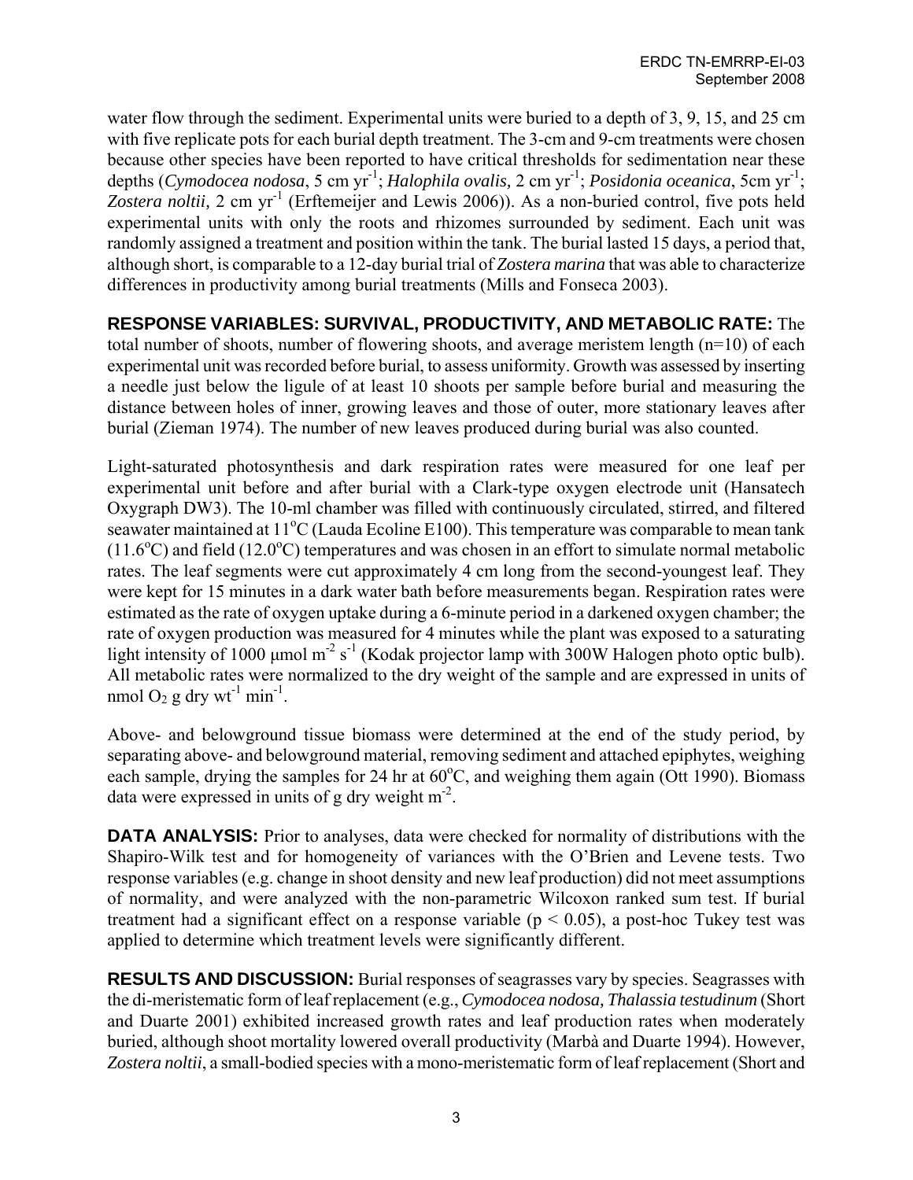water flow through the sediment. Experimental units were buried to a depth of 3, 9, 15, and 25 cm with five replicate pots for each burial depth treatment. The 3-cm and 9-cm treatments were chosen because other species have been reported to have critical thresholds for sedimentation near these depths (*Cymodocea nodosa*, 5 cm $yr^{-1}$; *Halophila ovalis,* 2 cm $yr^{-1}$; *Posidonia oceanica*, 5cm $yr^{-1}$; *Zostera noltii,* 2 cm $yr^{-1}$ (Erftemeijer and Lewis 2006)). As a non-buried control, five pots held experimental units with only the roots and rhizomes surrounded by sediment. Each unit was randomly assigned a treatment and position within the tank. The burial lasted 15 days, a period that, although short, is comparable to a 12-day burial trial of *Zostera marina* that was able to characterize differences in productivity among burial treatments (Mills and Fonseca 2003).

**RESPONSE VARIABLES: SURVIVAL, PRODUCTIVITY, AND METABOLIC RATE:** The total number of shoots, number of flowering shoots, and average meristem length (n=10) of each experimental unit was recorded before burial, to assess uniformity. Growth was assessed by inserting a needle just below the ligule of at least 10 shoots per sample before burial and measuring the distance between holes of inner, growing leaves and those of outer, more stationary leaves after burial (Zieman 1974). The number of new leaves produced during burial was also counted.

Light-saturated photosynthesis and dark respiration rates were measured for one leaf per experimental unit before and after burial with a Clark-type oxygen electrode unit (Hansatech Oxygraph DW3). The 10-ml chamber was filled with continuously circulated, stirred, and filtered seawater maintained at 11°C (Lauda Ecoline E100). This temperature was comparable to mean tank (11.6°C) and field (12.0°C) temperatures and was chosen in an effort to simulate normal metabolic rates. The leaf segments were cut approximately 4 cm long from the second-youngest leaf. They were kept for 15 minutes in a dark water bath before measurements began. Respiration rates were estimated as the rate of oxygen uptake during a 6-minute period in a darkened oxygen chamber; the rate of oxygen production was measured for 4 minutes while the plant was exposed to a saturating light intensity of 1000 μmol $m^{-2}$ $s^{-1}$ (Kodak projector lamp with 300W Halogen photo optic bulb). All metabolic rates were normalized to the dry weight of the sample and are expressed in units of nmol $O_2$ g dry $wt^{-1}$ $min^{-1}$.

Above- and belowground tissue biomass were determined at the end of the study period, by separating above- and belowground material, removing sediment and attached epiphytes, weighing each sample, drying the samples for 24 hr at 60°C, and weighing them again (Ott 1990). Biomass data were expressed in units of g dry weight $m^{-2}$.

**DATA ANALYSIS:** Prior to analyses, data were checked for normality of distributions with the Shapiro-Wilk test and for homogeneity of variances with the O'Brien and Levene tests. Two response variables (e.g. change in shoot density and new leaf production) did not meet assumptions of normality, and were analyzed with the non-parametric Wilcoxon ranked sum test. If burial treatment had a significant effect on a response variable ($p < 0.05$), a post-hoc Tukey test was applied to determine which treatment levels were significantly different.

**RESULTS AND DISCUSSION:** Burial responses of seagrasses vary by species. Seagrasses with the di-meristematic form of leaf replacement (e.g., *Cymodocea nodosa, Thalassia testudinum* (Short and Duarte 2001) exhibited increased growth rates and leaf production rates when moderately buried, although shoot mortality lowered overall productivity (Marbà and Duarte 1994). However, *Zostera noltii*, a small-bodied species with a mono-meristematic form of leaf replacement (Short and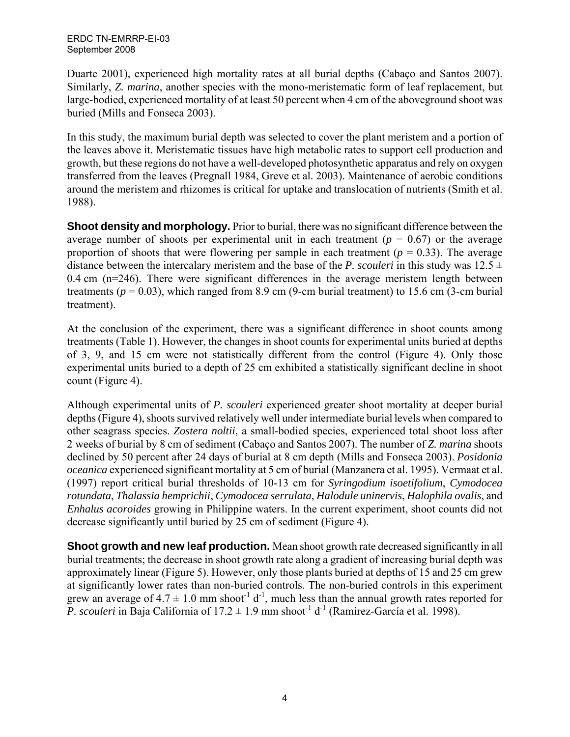Duarte 2001), experienced high mortality rates at all burial depths (Cabaço and Santos 2007). Similarly, *Z. marina*, another species with the mono-meristematic form of leaf replacement, but large-bodied, experienced mortality of at least 50 percent when 4 cm of the aboveground shoot was buried (Mills and Fonseca 2003).

In this study, the maximum burial depth was selected to cover the plant meristem and a portion of the leaves above it. Meristematic tissues have high metabolic rates to support cell production and growth, but these regions do not have a well-developed photosynthetic apparatus and rely on oxygen transferred from the leaves (Pregnall 1984, Greve et al. 2003). Maintenance of aerobic conditions around the meristem and rhizomes is critical for uptake and translocation of nutrients (Smith et al. 1988).

**Shoot density and morphology.** Prior to burial, there was no significant difference between the average number of shoots per experimental unit in each treatment ($p$ = 0.67) or the average proportion of shoots that were flowering per sample in each treatment ($p$ = 0.33). The average distance between the intercalary meristem and the base of the *P. scouleri* in this study was 12.5 ± 0.4 cm (n=246). There were significant differences in the average meristem length between treatments ($p$ = 0.03), which ranged from 8.9 cm (9-cm burial treatment) to 15.6 cm (3-cm burial treatment).

At the conclusion of the experiment, there was a significant difference in shoot counts among treatments (Table 1). However, the changes in shoot counts for experimental units buried at depths of 3, 9, and 15 cm were not statistically different from the control (Figure 4). Only those experimental units buried to a depth of 25 cm exhibited a statistically significant decline in shoot count (Figure 4).

Although experimental units of *P. scouleri* experienced greater shoot mortality at deeper burial depths (Figure 4), shoots survived relatively well under intermediate burial levels when compared to other seagrass species. *Zostera noltii*, a small-bodied species, experienced total shoot loss after 2 weeks of burial by 8 cm of sediment (Cabaço and Santos 2007). The number of *Z. marina* shoots declined by 50 percent after 24 days of burial at 8 cm depth (Mills and Fonseca 2003). *Posidonia oceanica* experienced significant mortality at 5 cm of burial (Manzanera et al. 1995). Vermaat et al. (1997) report critical burial thresholds of 10-13 cm for *Syringodium isoetifolium*, *Cymodocea rotundata*, *Thalassia hemprichii*, *Cymodocea serrulata*, *Halodule uninervis*, *Halophila ovalis*, and *Enhalus acoroides* growing in Philippine waters. In the current experiment, shoot counts did not decrease significantly until buried by 25 cm of sediment (Figure 4).

**Shoot growth and new leaf production.** Mean shoot growth rate decreased significantly in all burial treatments; the decrease in shoot growth rate along a gradient of increasing burial depth was approximately linear (Figure 5). However, only those plants buried at depths of 15 and 25 cm grew at significantly lower rates than non-buried controls. The non-buried controls in this experiment grew an average of 4.7 ± 1.0 mm shoot$^{-1}$ d$^{-1}$, much less than the annual growth rates reported for *P. scouleri* in Baja California of 17.2 ± 1.9 mm shoot$^{-1}$ d$^{-1}$ (Ramírez-García et al. 1998).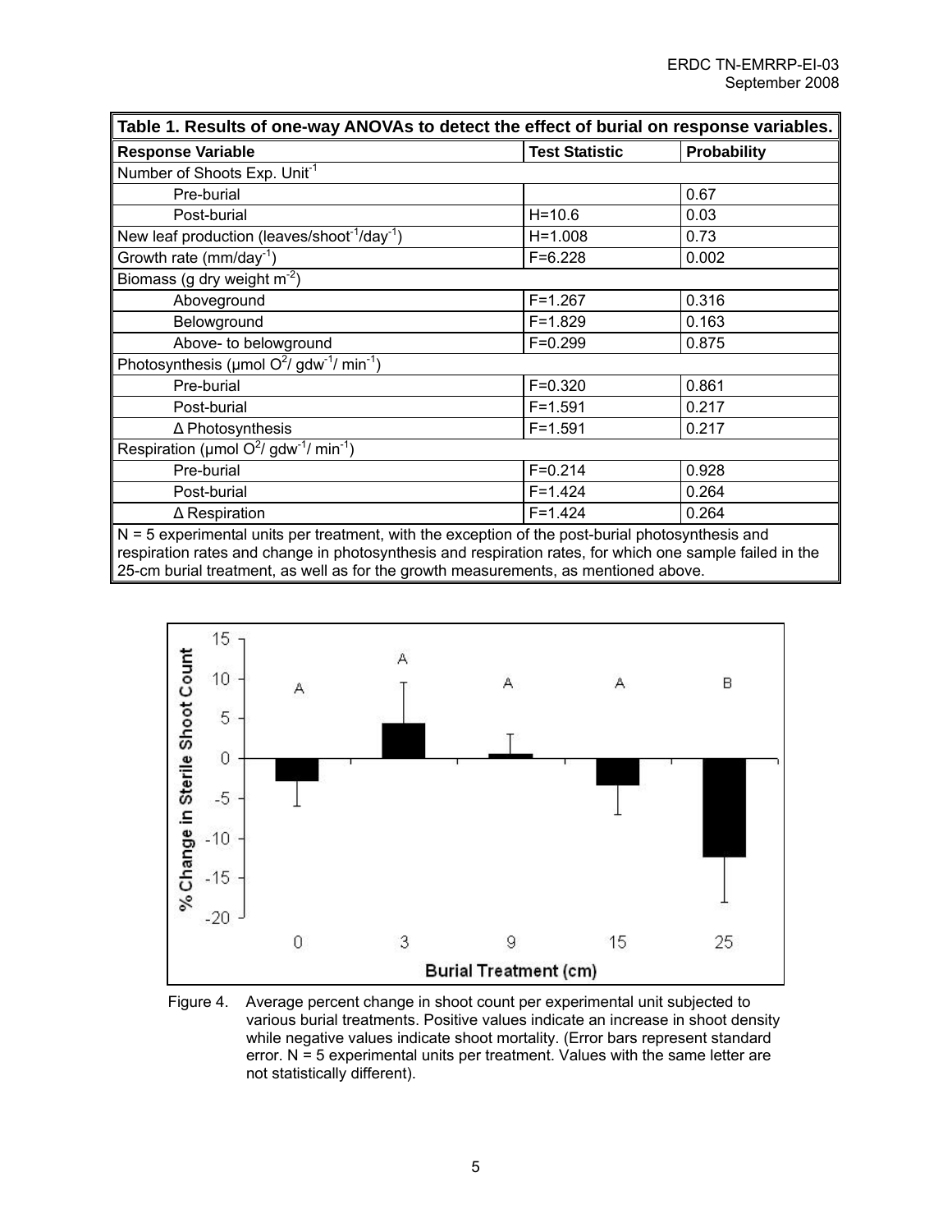**Table 1. Results of one-way ANOVAs to detect the effect of burial on response variables.**

| Response Variable | Test Statistic | Probability |
|---|---|---|
| Number of Shoots Exp. Unit$^{-1}$ | | |
| Pre-burial | | 0.67 |
| Post-burial | H=10.6 | 0.03 |
| New leaf production (leaves/shoot$^{-1}$/day$^{-1}$) | H=1.008 | 0.73 |
| Growth rate (mm/day$^{-1}$) | F=6.228 | 0.002 |
| Biomass (g dry weight m$^{-2}$) | | |
| Aboveground | F=1.267 | 0.316 |
| Belowground | F=1.829 | 0.163 |
| Above- to belowground | F=0.299 | 0.875 |
| Photosynthesis (μmol $O^2$/ gdw$^{-1}$/ min$^{-1}$) | | |
| Pre-burial | F=0.320 | 0.861 |
| Post-burial | F=1.591 | 0.217 |
| Δ Photosynthesis | F=1.591 | 0.217 |
| Respiration (μmol $O^2$/ gdw$^{-1}$/ min$^{-1}$) | | |
| Pre-burial | F=0.214 | 0.928 |
| Post-burial | F=1.424 | 0.264 |
| Δ Respiration | F=1.424 | 0.264 |

N = 5 experimental units per treatment, with the exception of the post-burial photosynthesis and respiration rates and change in photosynthesis and respiration rates, for which one sample failed in the 25-cm burial treatment, as well as for the growth measurements, as mentioned above.

Figure 4. Average percent change in shoot count per experimental unit subjected to various burial treatments. Positive values indicate an increase in shoot density while negative values indicate shoot mortality. (Error bars represent standard error. N = 5 experimental units per treatment. Values with the same letter are not statistically different).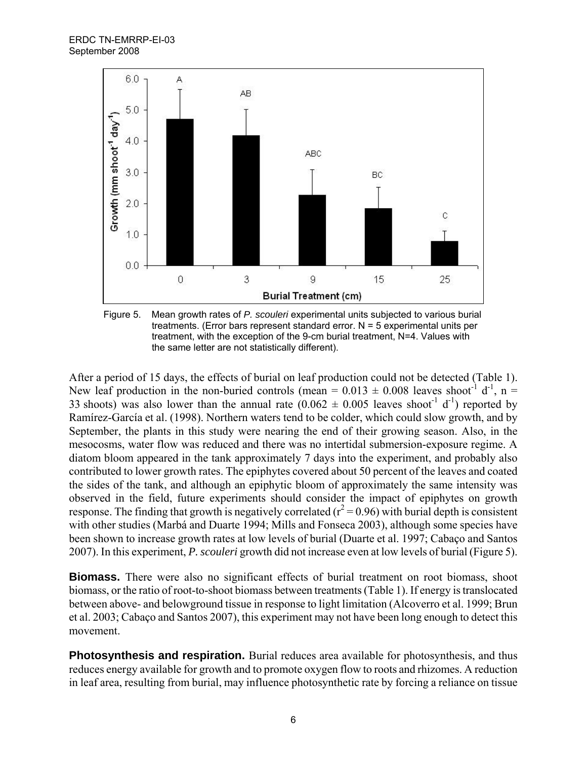Figure 5. Mean growth rates of *P. scouleri* experimental units subjected to various burial treatments. (Error bars represent standard error. N = 5 experimental units per treatment, with the exception of the 9-cm burial treatment, N=4. Values with the same letter are not statistically different).

After a period of 15 days, the effects of burial on leaf production could not be detected (Table 1). New leaf production in the non-buried controls (mean = 0.013 ± 0.008 leaves $shoot^{-1}$ $d^{-1}$, n = 33 shoots) was also lower than the annual rate (0.062 ± 0.005 leaves $shoot^{-1}$ $d^{-1}$) reported by Ramírez-García et al. (1998). Northern waters tend to be colder, which could slow growth, and by September, the plants in this study were nearing the end of their growing season. Also, in the mesocosms, water flow was reduced and there was no intertidal submersion-exposure regime. A diatom bloom appeared in the tank approximately 7 days into the experiment, and probably also contributed to lower growth rates. The epiphytes covered about 50 percent of the leaves and coated the sides of the tank, and although an epiphytic bloom of approximately the same intensity was observed in the field, future experiments should consider the impact of epiphytes on growth response. The finding that growth is negatively correlated ($r^2 = 0.96$) with burial depth is consistent with other studies (Marbá and Duarte 1994; Mills and Fonseca 2003), although some species have been shown to increase growth rates at low levels of burial (Duarte et al. 1997; Cabaço and Santos 2007). In this experiment, *P. scouleri* growth did not increase even at low levels of burial (Figure 5).

**Biomass.** There were also no significant effects of burial treatment on root biomass, shoot biomass, or the ratio of root-to-shoot biomass between treatments (Table 1). If energy is translocated between above- and belowground tissue in response to light limitation (Alcoverro et al. 1999; Brun et al. 2003; Cabaço and Santos 2007), this experiment may not have been long enough to detect this movement.

**Photosynthesis and respiration.** Burial reduces area available for photosynthesis, and thus reduces energy available for growth and to promote oxygen flow to roots and rhizomes. A reduction in leaf area, resulting from burial, may influence photosynthetic rate by forcing a reliance on tissue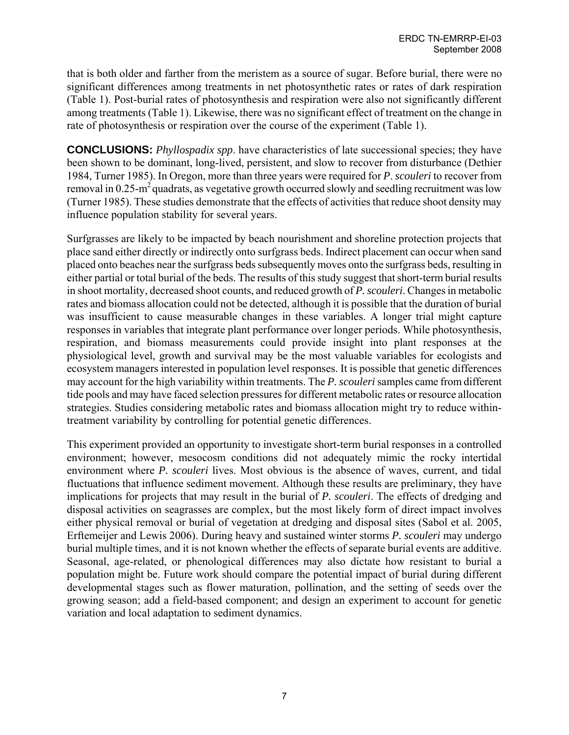that is both older and farther from the meristem as a source of sugar. Before burial, there were no significant differences among treatments in net photosynthetic rates or rates of dark respiration (Table 1). Post-burial rates of photosynthesis and respiration were also not significantly different among treatments (Table 1). Likewise, there was no significant effect of treatment on the change in rate of photosynthesis or respiration over the course of the experiment (Table 1).

**CONCLUSIONS:** *Phyllospadix spp*. have characteristics of late successional species; they have been shown to be dominant, long-lived, persistent, and slow to recover from disturbance (Dethier 1984, Turner 1985). In Oregon, more than three years were required for *P. scouleri* to recover from removal in 0.25-$m^2$ quadrats, as vegetative growth occurred slowly and seedling recruitment was low (Turner 1985). These studies demonstrate that the effects of activities that reduce shoot density may influence population stability for several years.

Surfgrasses are likely to be impacted by beach nourishment and shoreline protection projects that place sand either directly or indirectly onto surfgrass beds. Indirect placement can occur when sand placed onto beaches near the surfgrass beds subsequently moves onto the surfgrass beds, resulting in either partial or total burial of the beds. The results of this study suggest that short-term burial results in shoot mortality, decreased shoot counts, and reduced growth of *P. scouleri*. Changes in metabolic rates and biomass allocation could not be detected, although it is possible that the duration of burial was insufficient to cause measurable changes in these variables. A longer trial might capture responses in variables that integrate plant performance over longer periods. While photosynthesis, respiration, and biomass measurements could provide insight into plant responses at the physiological level, growth and survival may be the most valuable variables for ecologists and ecosystem managers interested in population level responses. It is possible that genetic differences may account for the high variability within treatments. The *P. scouleri* samples came from different tide pools and may have faced selection pressures for different metabolic rates or resource allocation strategies. Studies considering metabolic rates and biomass allocation might try to reduce within-treatment variability by controlling for potential genetic differences.

This experiment provided an opportunity to investigate short-term burial responses in a controlled environment; however, mesocosm conditions did not adequately mimic the rocky intertidal environment where *P. scouleri* lives. Most obvious is the absence of waves, current, and tidal fluctuations that influence sediment movement. Although these results are preliminary, they have implications for projects that may result in the burial of *P. scouleri*. The effects of dredging and disposal activities on seagrasses are complex, but the most likely form of direct impact involves either physical removal or burial of vegetation at dredging and disposal sites (Sabol et al. 2005, Erftemeijer and Lewis 2006). During heavy and sustained winter storms *P. scouleri* may undergo burial multiple times, and it is not known whether the effects of separate burial events are additive. Seasonal, age-related, or phenological differences may also dictate how resistant to burial a population might be. Future work should compare the potential impact of burial during different developmental stages such as flower maturation, pollination, and the setting of seeds over the growing season; add a field-based component; and design an experiment to account for genetic variation and local adaptation to sediment dynamics.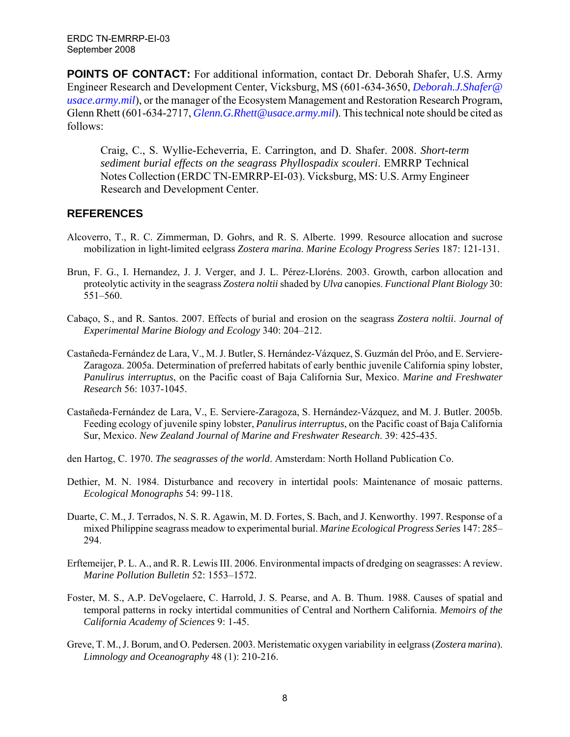**POINTS OF CONTACT:** For additional information, contact Dr. Deborah Shafer, U.S. Army Engineer Research and Development Center, Vicksburg, MS (601-634-3650, *Deborah.J.Shafer@usace.army.mil*), or the manager of the Ecosystem Management and Restoration Research Program, Glenn Rhett (601-634-2717, *Glenn.G.Rhett@usace.army.mil*). This technical note should be cited as follows:

> Craig, C., S. Wyllie-Echeverria, E. Carrington, and D. Shafer. 2008. *Short-term sediment burial effects on the seagrass Phyllospadix scouleri*. EMRRP Technical Notes Collection (ERDC TN-EMRRP-EI-03). Vicksburg, MS: U.S. Army Engineer Research and Development Center.

## REFERENCES

Alcoverro, T., R. C. Zimmerman, D. Gohrs, and R. S. Alberte. 1999. Resource allocation and sucrose mobilization in light-limited eelgrass *Zostera marina*. *Marine Ecology Progress Series* 187: 121-131.

Brun, F. G., I. Hernandez, J. J. Verger, and J. L. Pérez-Lloréns. 2003. Growth, carbon allocation and proteolytic activity in the seagrass *Zostera noltii* shaded by *Ulva* canopies. *Functional Plant Biology* 30: 551–560.

Cabaço, S., and R. Santos. 2007. Effects of burial and erosion on the seagrass *Zostera noltii*. *Journal of Experimental Marine Biology and Ecology* 340: 204–212.

Castañeda-Fernández de Lara, V., M. J. Butler, S. Hernández-Vázquez, S. Guzmán del Próo, and E. Serviere-Zaragoza. 2005a. Determination of preferred habitats of early benthic juvenile California spiny lobster, *Panulirus interruptus*, on the Pacific coast of Baja California Sur, Mexico. *Marine and Freshwater Research* 56: 1037-1045.

Castañeda-Fernández de Lara, V., E. Serviere-Zaragoza, S. Hernández-Vázquez, and M. J. Butler. 2005b. Feeding ecology of juvenile spiny lobster, *Panulirus interruptus*, on the Pacific coast of Baja California Sur, Mexico. *New Zealand Journal of Marine and Freshwater Research*. 39: 425-435.

den Hartog, C. 1970. *The seagrasses of the world*. Amsterdam: North Holland Publication Co.

Dethier, M. N. 1984. Disturbance and recovery in intertidal pools: Maintenance of mosaic patterns. *Ecological Monographs* 54: 99-118.

Duarte, C. M., J. Terrados, N. S. R. Agawin, M. D. Fortes, S. Bach, and J. Kenworthy. 1997. Response of a mixed Philippine seagrass meadow to experimental burial. *Marine Ecological Progress Series* 147: 285–294.

Erftemeijer, P. L. A., and R. R. Lewis III. 2006. Environmental impacts of dredging on seagrasses: A review. *Marine Pollution Bulletin* 52: 1553–1572.

Foster, M. S., A.P. DeVogelaere, C. Harrold, J. S. Pearse, and A. B. Thum. 1988. Causes of spatial and temporal patterns in rocky intertidal communities of Central and Northern California. *Memoirs of the California Academy of Sciences* 9: 1-45.

Greve, T. M., J. Borum, and O. Pedersen. 2003. Meristematic oxygen variability in eelgrass (*Zostera marina*). *Limnology and Oceanography* 48 (1): 210-216.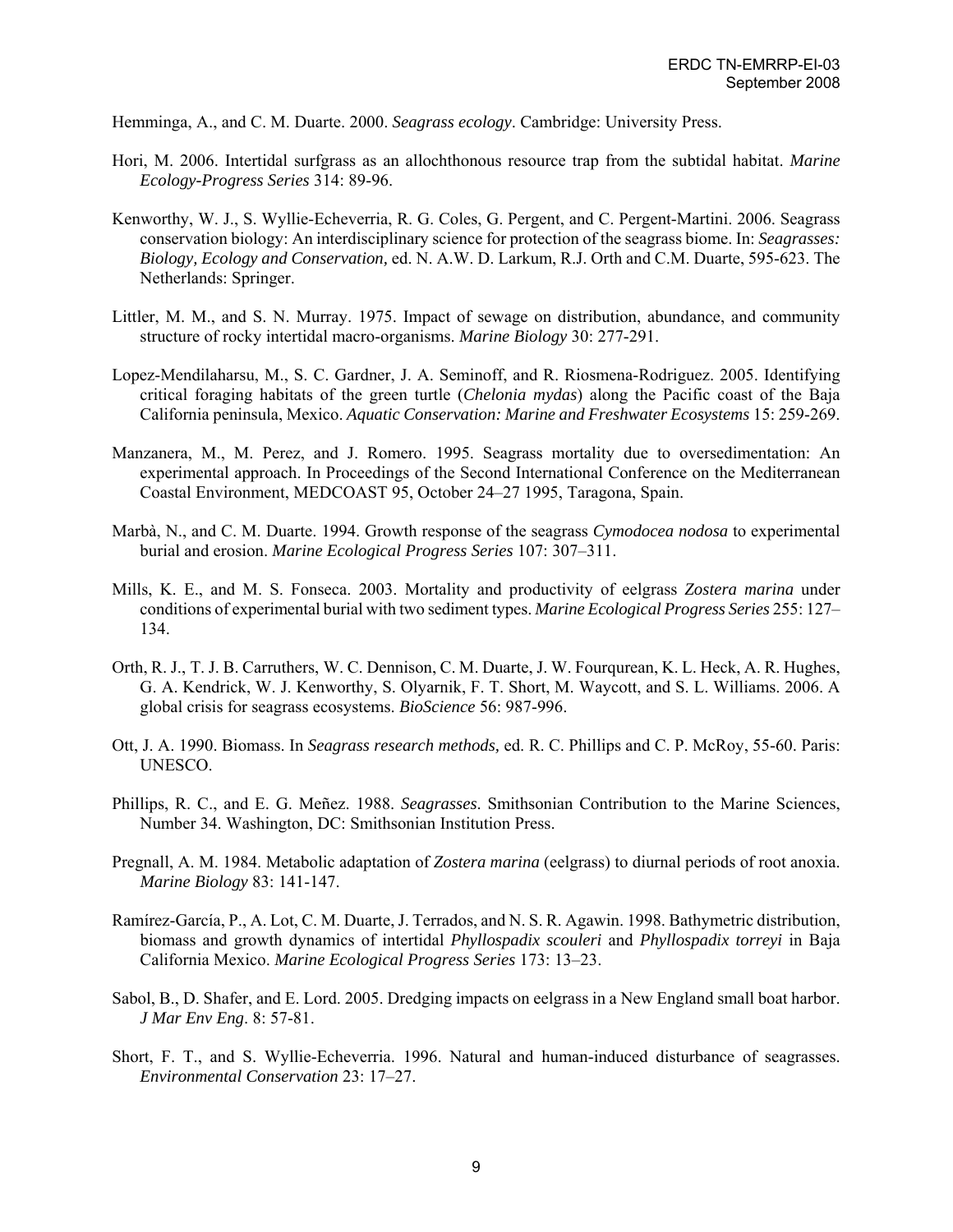Hemminga, A., and C. M. Duarte. 2000. *Seagrass ecology*. Cambridge: University Press.

Hori, M. 2006. Intertidal surfgrass as an allochthonous resource trap from the subtidal habitat. *Marine Ecology-Progress Series* 314: 89-96.

Kenworthy, W. J., S. Wyllie-Echeverria, R. G. Coles, G. Pergent, and C. Pergent-Martini. 2006. Seagrass conservation biology: An interdisciplinary science for protection of the seagrass biome. In: *Seagrasses: Biology, Ecology and Conservation,* ed. N. A.W. D. Larkum, R.J. Orth and C.M. Duarte, 595-623. The Netherlands: Springer.

Littler, M. M., and S. N. Murray. 1975. Impact of sewage on distribution, abundance, and community structure of rocky intertidal macro-organisms. *Marine Biology* 30: 277-291.

Lopez-Mendilaharsu, M., S. C. Gardner, J. A. Seminoff, and R. Riosmena-Rodriguez. 2005. Identifying critical foraging habitats of the green turtle (*Chelonia mydas*) along the Pacific coast of the Baja California peninsula, Mexico. *Aquatic Conservation: Marine and Freshwater Ecosystems* 15: 259-269.

Manzanera, M., M. Perez, and J. Romero. 1995. Seagrass mortality due to oversedimentation: An experimental approach. In Proceedings of the Second International Conference on the Mediterranean Coastal Environment, MEDCOAST 95, October 24–27 1995, Taragona, Spain.

Marbà, N., and C. M. Duarte. 1994. Growth response of the seagrass *Cymodocea nodosa* to experimental burial and erosion. *Marine Ecological Progress Series* 107: 307–311.

Mills, K. E., and M. S. Fonseca. 2003. Mortality and productivity of eelgrass *Zostera marina* under conditions of experimental burial with two sediment types. *Marine Ecological Progress Series* 255: 127–134.

Orth, R. J., T. J. B. Carruthers, W. C. Dennison, C. M. Duarte, J. W. Fourqurean, K. L. Heck, A. R. Hughes, G. A. Kendrick, W. J. Kenworthy, S. Olyarnik, F. T. Short, M. Waycott, and S. L. Williams. 2006. A global crisis for seagrass ecosystems. *BioScience* 56: 987-996.

Ott, J. A. 1990. Biomass. In *Seagrass research methods,* ed. R. C. Phillips and C. P. McRoy, 55-60. Paris: UNESCO.

Phillips, R. C., and E. G. Meñez. 1988. *Seagrasses*. Smithsonian Contribution to the Marine Sciences, Number 34. Washington, DC: Smithsonian Institution Press.

Pregnall, A. M. 1984. Metabolic adaptation of *Zostera marina* (eelgrass) to diurnal periods of root anoxia. *Marine Biology* 83: 141-147.

Ramírez-García, P., A. Lot, C. M. Duarte, J. Terrados, and N. S. R. Agawin. 1998. Bathymetric distribution, biomass and growth dynamics of intertidal *Phyllospadix scouleri* and *Phyllospadix torreyi* in Baja California Mexico. *Marine Ecological Progress Series* 173: 13–23.

Sabol, B., D. Shafer, and E. Lord. 2005. Dredging impacts on eelgrass in a New England small boat harbor. *J Mar Env Eng*. 8: 57-81.

Short, F. T., and S. Wyllie-Echeverria. 1996. Natural and human-induced disturbance of seagrasses. *Environmental Conservation* 23: 17–27.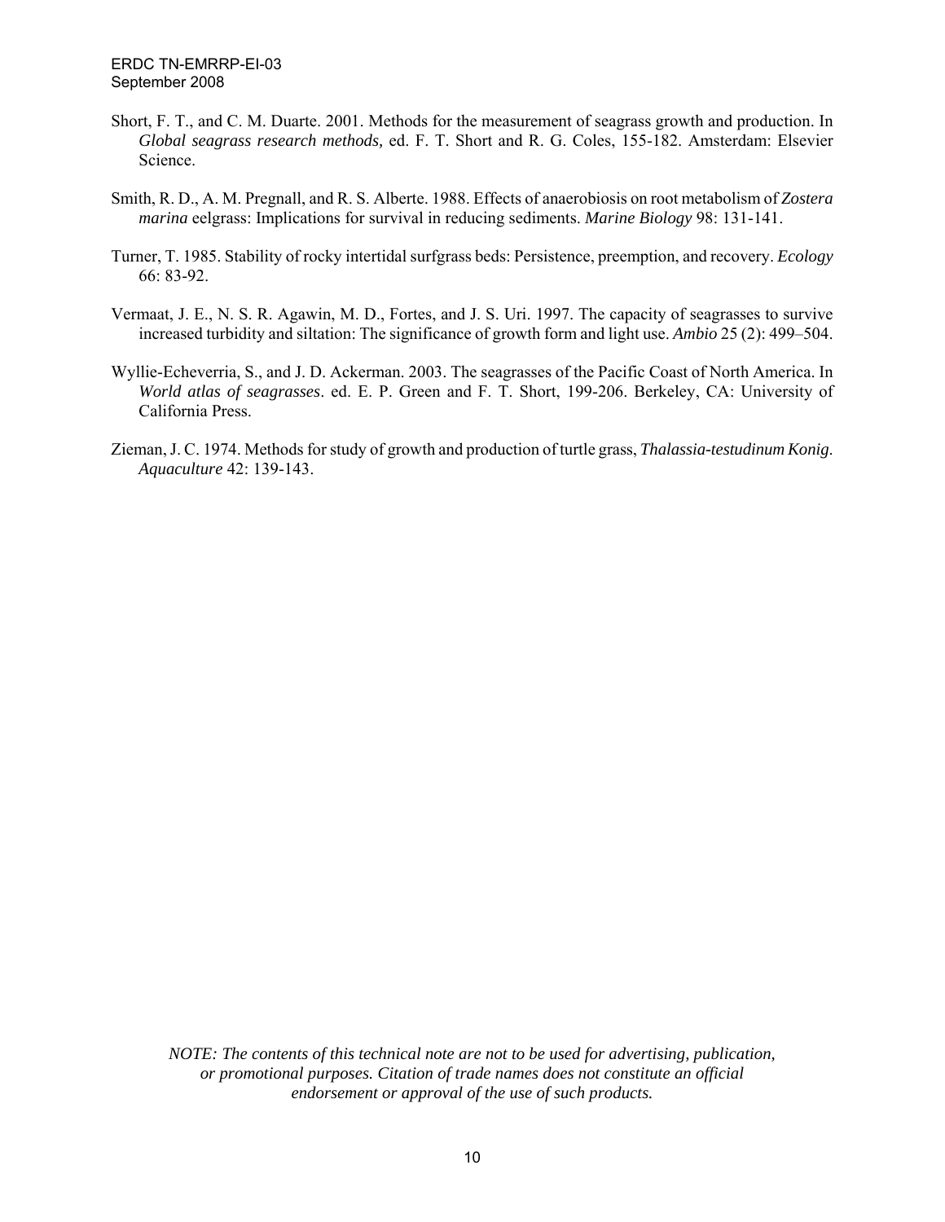Short, F. T., and C. M. Duarte. 2001. Methods for the measurement of seagrass growth and production. In *Global seagrass research methods,* ed. F. T. Short and R. G. Coles, 155-182. Amsterdam: Elsevier Science.

Smith, R. D., A. M. Pregnall, and R. S. Alberte. 1988. Effects of anaerobiosis on root metabolism of *Zostera marina* eelgrass: Implications for survival in reducing sediments. *Marine Biology* 98: 131-141.

Turner, T. 1985. Stability of rocky intertidal surfgrass beds: Persistence, preemption, and recovery. *Ecology* 66: 83-92.

Vermaat, J. E., N. S. R. Agawin, M. D., Fortes, and J. S. Uri. 1997. The capacity of seagrasses to survive increased turbidity and siltation: The significance of growth form and light use. *Ambio* 25 (2): 499–504.

Wyllie-Echeverria, S., and J. D. Ackerman. 2003. The seagrasses of the Pacific Coast of North America. In *World atlas of seagrasses*. ed. E. P. Green and F. T. Short, 199-206. Berkeley, CA: University of California Press.

Zieman, J. C. 1974. Methods for study of growth and production of turtle grass, *Thalassia-testudinum Konig*. *Aquaculture* 42: 139-143.

*NOTE: The contents of this technical note are not to be used for advertising, publication, or promotional purposes. Citation of trade names does not constitute an official endorsement or approval of the use of such products.*